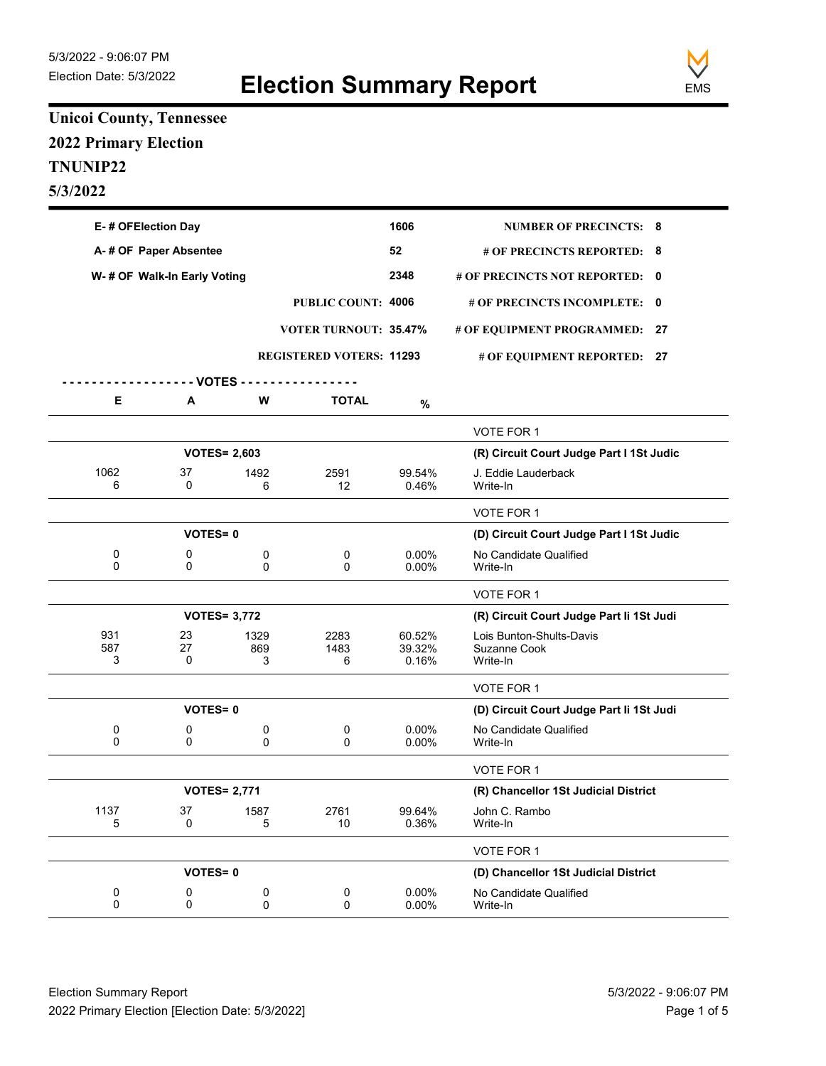5/3/2022 - 9:06:07 PM
Election Date: 5/3/2022

# Election Summary Report

EMS

## Unicoi County, Tennessee
## 2022 Primary Election
## TNUNIP22
## 5/3/2022

| | | | |
|---|---|---|---|
| E- # OFElection Day | 1606 | NUMBER OF PRECINCTS: | 8 |
| A- # OF Paper Absentee | 52 | # OF PRECINCTS REPORTED: | 8 |
| W- # OF Walk-In Early Voting | 2348 | # OF PRECINCTS NOT REPORTED: | 0 |
| PUBLIC COUNT: | 4006 | # OF PRECINCTS INCOMPLETE: | 0 |
| VOTER TURNOUT: | 35.47% | # OF EQUIPMENT PROGRAMMED: | 27 |
| REGISTERED VOTERS: | 11293 | # OF EQUIPMENT REPORTED: | 27 |

| E | A | W | TOTAL | % | |
|---|---|---|---|---|---|
| | | | | | VOTE FOR 1 |
| | VOTES= 2,603 | | | | **(R) Circuit Court Judge Part I 1St Judic** |
| 1062 | 37 | 1492 | 2591 | 99.54% | J. Eddie Lauderback |
| 6 | 0 | 6 | 12 | 0.46% | Write-In |
| | | | | | VOTE FOR 1 |
| | VOTES= 0 | | | | **(D) Circuit Court Judge Part I 1St Judic** |
| 0 | 0 | 0 | 0 | 0.00% | No Candidate Qualified |
| 0 | 0 | 0 | 0 | 0.00% | Write-In |
| | | | | | VOTE FOR 1 |
| | VOTES= 3,772 | | | | **(R) Circuit Court Judge Part Ii 1St Judi** |
| 931 | 23 | 1329 | 2283 | 60.52% | Lois Bunton-Shults-Davis |
| 587 | 27 | 869 | 1483 | 39.32% | Suzanne Cook |
| 3 | 0 | 3 | 6 | 0.16% | Write-In |
| | | | | | VOTE FOR 1 |
| | VOTES= 0 | | | | **(D) Circuit Court Judge Part Ii 1St Judi** |
| 0 | 0 | 0 | 0 | 0.00% | No Candidate Qualified |
| 0 | 0 | 0 | 0 | 0.00% | Write-In |
| | | | | | VOTE FOR 1 |
| | VOTES= 2,771 | | | | **(R) Chancellor 1St Judicial District** |
| 1137 | 37 | 1587 | 2761 | 99.64% | John C. Rambo |
| 5 | 0 | 5 | 10 | 0.36% | Write-In |
| | | | | | VOTE FOR 1 |
| | VOTES= 0 | | | | **(D) Chancellor 1St Judicial District** |
| 0 | 0 | 0 | 0 | 0.00% | No Candidate Qualified |
| 0 | 0 | 0 | 0 | 0.00% | Write-In |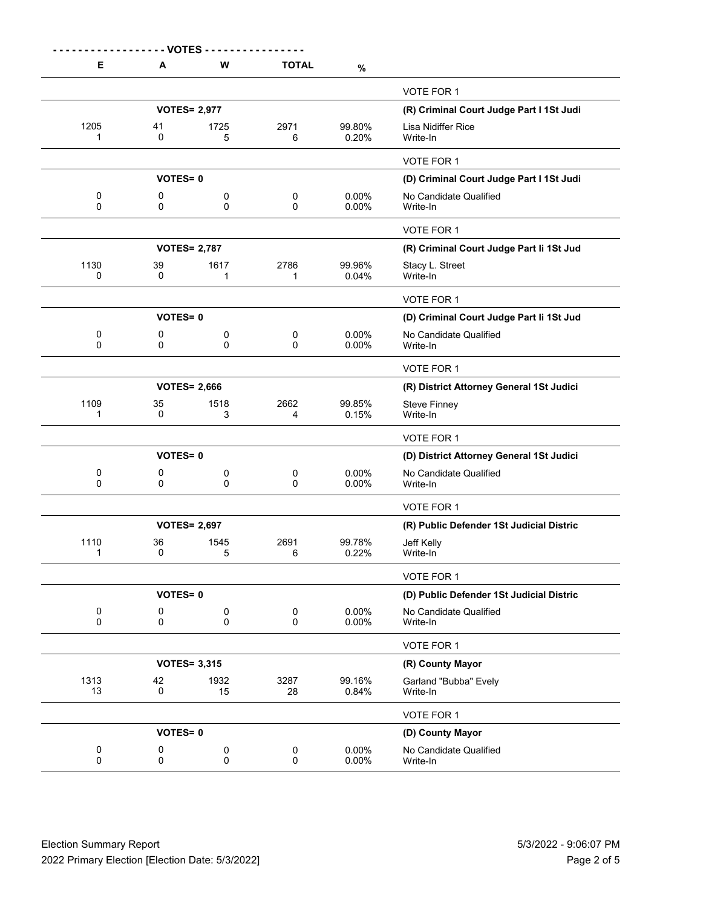| E | A | W | TOTAL | % | |
|---|---|---|---|---|---|
| | | | | | VOTE FOR 1 |
| | VOTES= 2,977 | | | | **(R) Criminal Court Judge Part I 1St Judi** |
| 1205 | 41 | 1725 | 2971 | 99.80% | Lisa Nidiffer Rice |
| 1 | 0 | 5 | 6 | 0.20% | Write-In |
| | | | | | VOTE FOR 1 |
| | VOTES= 0 | | | | **(D) Criminal Court Judge Part I 1St Judi** |
| 0 | 0 | 0 | 0 | 0.00% | No Candidate Qualified |
| 0 | 0 | 0 | 0 | 0.00% | Write-In |
| | | | | | VOTE FOR 1 |
| | VOTES= 2,787 | | | | **(R) Criminal Court Judge Part Ii 1St Jud** |
| 1130 | 39 | 1617 | 2786 | 99.96% | Stacy L. Street |
| 0 | 0 | 1 | 1 | 0.04% | Write-In |
| | | | | | VOTE FOR 1 |
| | VOTES= 0 | | | | **(D) Criminal Court Judge Part Ii 1St Jud** |
| 0 | 0 | 0 | 0 | 0.00% | No Candidate Qualified |
| 0 | 0 | 0 | 0 | 0.00% | Write-In |
| | | | | | VOTE FOR 1 |
| | VOTES= 2,666 | | | | **(R) District Attorney General 1St Judici** |
| 1109 | 35 | 1518 | 2662 | 99.85% | Steve Finney |
| 1 | 0 | 3 | 4 | 0.15% | Write-In |
| | | | | | VOTE FOR 1 |
| | VOTES= 0 | | | | **(D) District Attorney General 1St Judici** |
| 0 | 0 | 0 | 0 | 0.00% | No Candidate Qualified |
| 0 | 0 | 0 | 0 | 0.00% | Write-In |
| | | | | | VOTE FOR 1 |
| | VOTES= 2,697 | | | | **(R) Public Defender 1St Judicial Distric** |
| 1110 | 36 | 1545 | 2691 | 99.78% | Jeff Kelly |
| 1 | 0 | 5 | 6 | 0.22% | Write-In |
| | | | | | VOTE FOR 1 |
| | VOTES= 0 | | | | **(D) Public Defender 1St Judicial Distric** |
| 0 | 0 | 0 | 0 | 0.00% | No Candidate Qualified |
| 0 | 0 | 0 | 0 | 0.00% | Write-In |
| | | | | | VOTE FOR 1 |
| | VOTES= 3,315 | | | | **(R) County Mayor** |
| 1313 | 42 | 1932 | 3287 | 99.16% | Garland "Bubba" Evely |
| 13 | 0 | 15 | 28 | 0.84% | Write-In |
| | | | | | VOTE FOR 1 |
| | VOTES= 0 | | | | **(D) County Mayor** |
| 0 | 0 | 0 | 0 | 0.00% | No Candidate Qualified |
| 0 | 0 | 0 | 0 | 0.00% | Write-In |

Election Summary Report
2022 Primary Election [Election Date: 5/3/2022]

5/3/2022 - 9:06:07 PM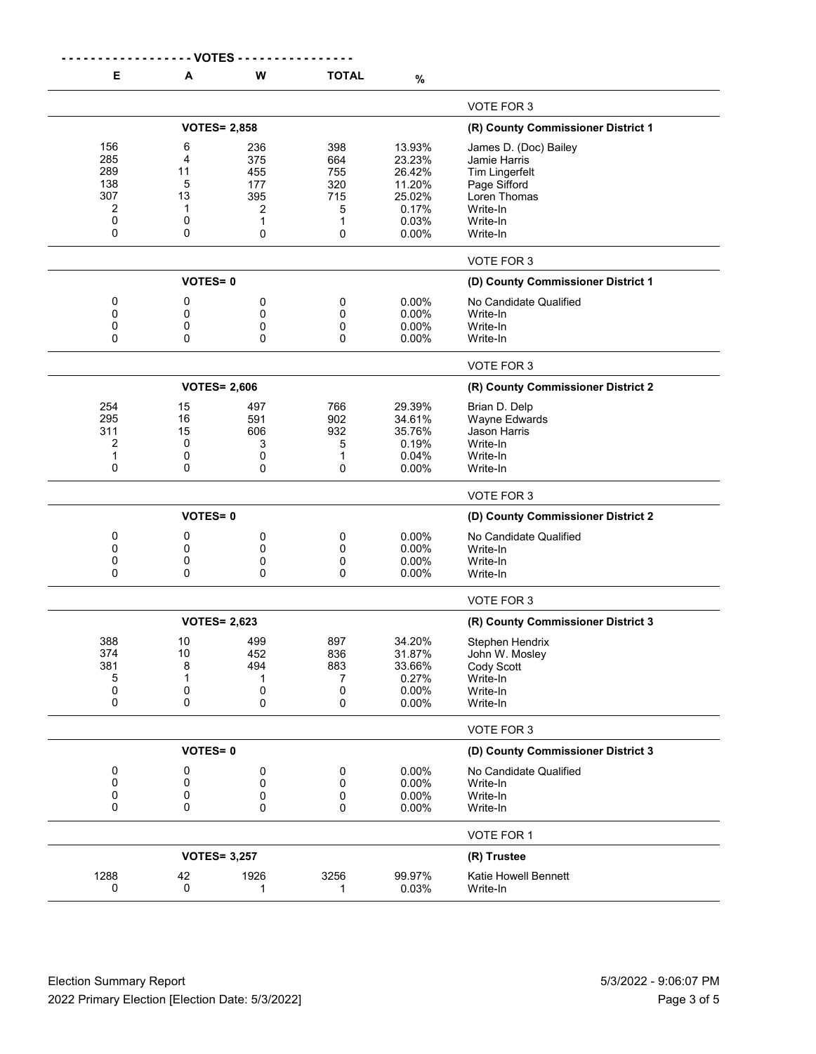| E | A | W | TOTAL | % | |
|---|---|---|---|---|---|
| | | | | | VOTE FOR 3 |
| | **VOTES= 2,858** | | | | **(R) County Commissioner District 1** |
| 156 | 6 | 236 | 398 | 13.93% | James D. (Doc) Bailey |
| 285 | 4 | 375 | 664 | 23.23% | Jamie Harris |
| 289 | 11 | 455 | 755 | 26.42% | Tim Lingerfelt |
| 138 | 5 | 177 | 320 | 11.20% | Page Sifford |
| 307 | 13 | 395 | 715 | 25.02% | Loren Thomas |
| 2 | 1 | 2 | 5 | 0.17% | Write-In |
| 0 | 0 | 1 | 1 | 0.03% | Write-In |
| 0 | 0 | 0 | 0 | 0.00% | Write-In |
| | | | | | VOTE FOR 3 |
| | **VOTES= 0** | | | | **(D) County Commissioner District 1** |
| 0 | 0 | 0 | 0 | 0.00% | No Candidate Qualified |
| 0 | 0 | 0 | 0 | 0.00% | Write-In |
| 0 | 0 | 0 | 0 | 0.00% | Write-In |
| 0 | 0 | 0 | 0 | 0.00% | Write-In |
| | | | | | VOTE FOR 3 |
| | **VOTES= 2,606** | | | | **(R) County Commissioner District 2** |
| 254 | 15 | 497 | 766 | 29.39% | Brian D. Delp |
| 295 | 16 | 591 | 902 | 34.61% | Wayne Edwards |
| 311 | 15 | 606 | 932 | 35.76% | Jason Harris |
| 2 | 0 | 3 | 5 | 0.19% | Write-In |
| 1 | 0 | 0 | 1 | 0.04% | Write-In |
| 0 | 0 | 0 | 0 | 0.00% | Write-In |
| | | | | | VOTE FOR 3 |
| | **VOTES= 0** | | | | **(D) County Commissioner District 2** |
| 0 | 0 | 0 | 0 | 0.00% | No Candidate Qualified |
| 0 | 0 | 0 | 0 | 0.00% | Write-In |
| 0 | 0 | 0 | 0 | 0.00% | Write-In |
| 0 | 0 | 0 | 0 | 0.00% | Write-In |
| | | | | | VOTE FOR 3 |
| | **VOTES= 2,623** | | | | **(R) County Commissioner District 3** |
| 388 | 10 | 499 | 897 | 34.20% | Stephen Hendrix |
| 374 | 10 | 452 | 836 | 31.87% | John W. Mosley |
| 381 | 8 | 494 | 883 | 33.66% | Cody Scott |
| 5 | 1 | 1 | 7 | 0.27% | Write-In |
| 0 | 0 | 0 | 0 | 0.00% | Write-In |
| 0 | 0 | 0 | 0 | 0.00% | Write-In |
| | | | | | VOTE FOR 3 |
| | **VOTES= 0** | | | | **(D) County Commissioner District 3** |
| 0 | 0 | 0 | 0 | 0.00% | No Candidate Qualified |
| 0 | 0 | 0 | 0 | 0.00% | Write-In |
| 0 | 0 | 0 | 0 | 0.00% | Write-In |
| 0 | 0 | 0 | 0 | 0.00% | Write-In |
| | | | | | VOTE FOR 1 |
| | **VOTES= 3,257** | | | | **(R) Trustee** |
| 1288 | 42 | 1926 | 3256 | 99.97% | Katie Howell Bennett |
| 0 | 0 | 1 | 1 | 0.03% | Write-In |

Election Summary Report
2022 Primary Election [Election Date: 5/3/2022]
5/3/2022 - 9:06:07 PM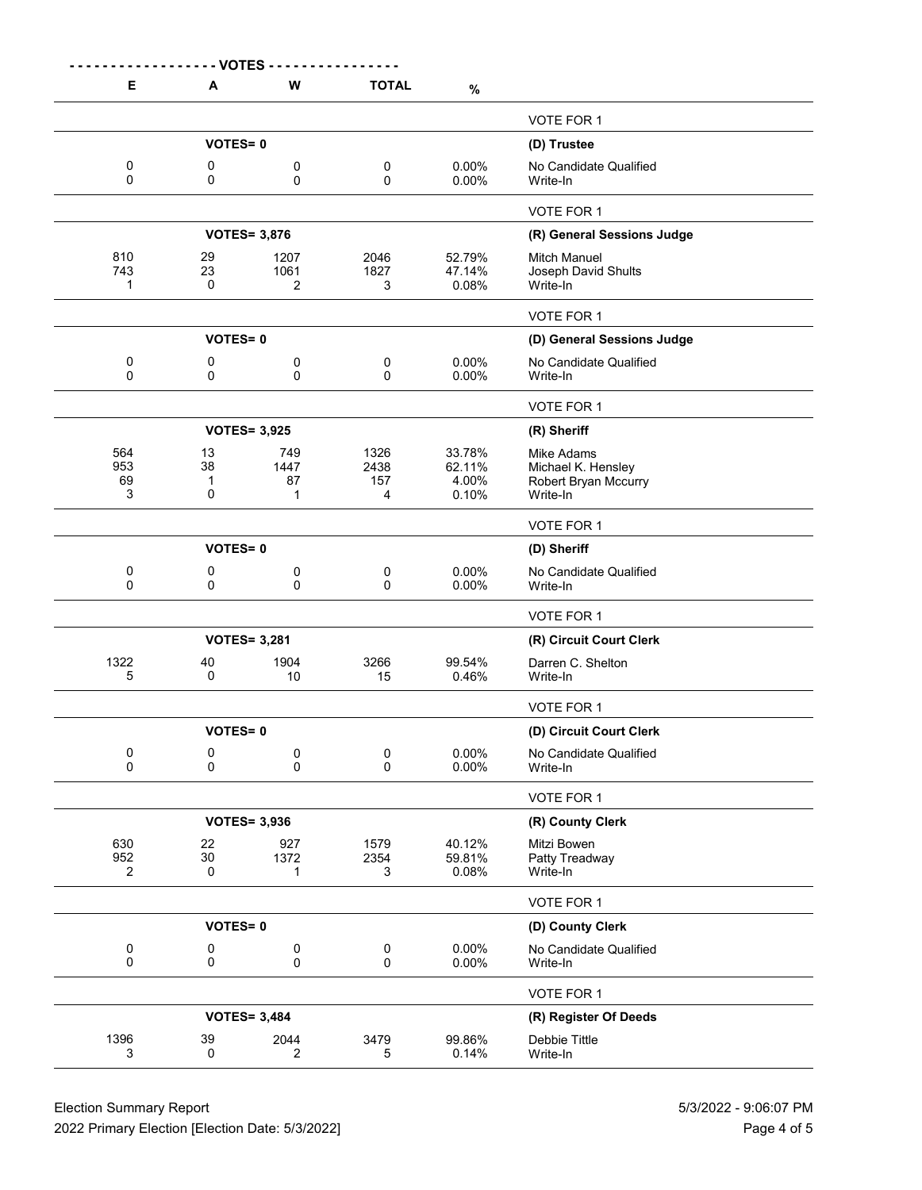| E | A | W | TOTAL | % | |
|---|---|---|---|---|---|
| | | | | | VOTE FOR 1 |
| | **VOTES= 0** | | | | **(D) Trustee** |
| 0 | 0 | 0 | 0 | 0.00% | No Candidate Qualified |
| 0 | 0 | 0 | 0 | 0.00% | Write-In |
| | | | | | VOTE FOR 1 |
| | **VOTES= 3,876** | | | | **(R) General Sessions Judge** |
| 810 | 29 | 1207 | 2046 | 52.79% | Mitch Manuel |
| 743 | 23 | 1061 | 1827 | 47.14% | Joseph David Shults |
| 1 | 0 | 2 | 3 | 0.08% | Write-In |
| | | | | | VOTE FOR 1 |
| | **VOTES= 0** | | | | **(D) General Sessions Judge** |
| 0 | 0 | 0 | 0 | 0.00% | No Candidate Qualified |
| 0 | 0 | 0 | 0 | 0.00% | Write-In |
| | | | | | VOTE FOR 1 |
| | **VOTES= 3,925** | | | | **(R) Sheriff** |
| 564 | 13 | 749 | 1326 | 33.78% | Mike Adams |
| 953 | 38 | 1447 | 2438 | 62.11% | Michael K. Hensley |
| 69 | 1 | 87 | 157 | 4.00% | Robert Bryan Mccurry |
| 3 | 0 | 1 | 4 | 0.10% | Write-In |
| | | | | | VOTE FOR 1 |
| | **VOTES= 0** | | | | **(D) Sheriff** |
| 0 | 0 | 0 | 0 | 0.00% | No Candidate Qualified |
| 0 | 0 | 0 | 0 | 0.00% | Write-In |
| | | | | | VOTE FOR 1 |
| | **VOTES= 3,281** | | | | **(R) Circuit Court Clerk** |
| 1322 | 40 | 1904 | 3266 | 99.54% | Darren C. Shelton |
| 5 | 0 | 10 | 15 | 0.46% | Write-In |
| | | | | | VOTE FOR 1 |
| | **VOTES= 0** | | | | **(D) Circuit Court Clerk** |
| 0 | 0 | 0 | 0 | 0.00% | No Candidate Qualified |
| 0 | 0 | 0 | 0 | 0.00% | Write-In |
| | | | | | VOTE FOR 1 |
| | **VOTES= 3,936** | | | | **(R) County Clerk** |
| 630 | 22 | 927 | 1579 | 40.12% | Mitzi Bowen |
| 952 | 30 | 1372 | 2354 | 59.81% | Patty Treadway |
| 2 | 0 | 1 | 3 | 0.08% | Write-In |
| | | | | | VOTE FOR 1 |
| | **VOTES= 0** | | | | **(D) County Clerk** |
| 0 | 0 | 0 | 0 | 0.00% | No Candidate Qualified |
| 0 | 0 | 0 | 0 | 0.00% | Write-In |
| | | | | | VOTE FOR 1 |
| | **VOTES= 3,484** | | | | **(R) Register Of Deeds** |
| 1396 | 39 | 2044 | 3479 | 99.86% | Debbie Tittle |
| 3 | 0 | 2 | 5 | 0.14% | Write-In |

Election Summary Report
2022 Primary Election [Election Date: 5/3/2022]
5/3/2022 - 9:06:07 PM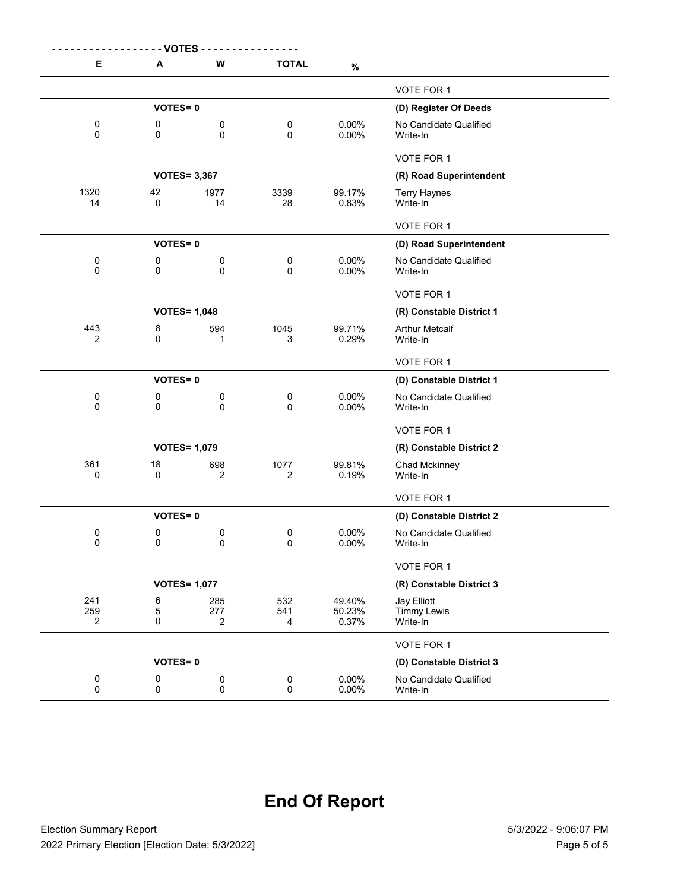| VOTES E | A | W | TOTAL | % | |
|---|---|---|---|---|---|
| | | | | | VOTE FOR 1 |
| | **VOTES= 0** | | | | **(D) Register Of Deeds** |
| 0 | 0 | 0 | 0 | 0.00% | No Candidate Qualified |
| 0 | 0 | 0 | 0 | 0.00% | Write-In |
| | | | | | VOTE FOR 1 |
| | **VOTES= 3,367** | | | | **(R) Road Superintendent** |
| 1320 | 42 | 1977 | 3339 | 99.17% | Terry Haynes |
| 14 | 0 | 14 | 28 | 0.83% | Write-In |
| | | | | | VOTE FOR 1 |
| | **VOTES= 0** | | | | **(D) Road Superintendent** |
| 0 | 0 | 0 | 0 | 0.00% | No Candidate Qualified |
| 0 | 0 | 0 | 0 | 0.00% | Write-In |
| | | | | | VOTE FOR 1 |
| | **VOTES= 1,048** | | | | **(R) Constable District 1** |
| 443 | 8 | 594 | 1045 | 99.71% | Arthur Metcalf |
| 2 | 0 | 1 | 3 | 0.29% | Write-In |
| | | | | | VOTE FOR 1 |
| | **VOTES= 0** | | | | **(D) Constable District 1** |
| 0 | 0 | 0 | 0 | 0.00% | No Candidate Qualified |
| 0 | 0 | 0 | 0 | 0.00% | Write-In |
| | | | | | VOTE FOR 1 |
| | **VOTES= 1,079** | | | | **(R) Constable District 2** |
| 361 | 18 | 698 | 1077 | 99.81% | Chad Mckinney |
| 0 | 0 | 2 | 2 | 0.19% | Write-In |
| | | | | | VOTE FOR 1 |
| | **VOTES= 0** | | | | **(D) Constable District 2** |
| 0 | 0 | 0 | 0 | 0.00% | No Candidate Qualified |
| 0 | 0 | 0 | 0 | 0.00% | Write-In |
| | | | | | VOTE FOR 1 |
| | **VOTES= 1,077** | | | | **(R) Constable District 3** |
| 241 | 6 | 285 | 532 | 49.40% | Jay Elliott |
| 259 | 5 | 277 | 541 | 50.23% | Timmy Lewis |
| 2 | 0 | 2 | 4 | 0.37% | Write-In |
| | | | | | VOTE FOR 1 |
| | **VOTES= 0** | | | | **(D) Constable District 3** |
| 0 | 0 | 0 | 0 | 0.00% | No Candidate Qualified |
| 0 | 0 | 0 | 0 | 0.00% | Write-In |

# End Of Report

Election Summary Report
2022 Primary Election [Election Date: 5/3/2022]

5/3/2022 - 9:06:07 PM